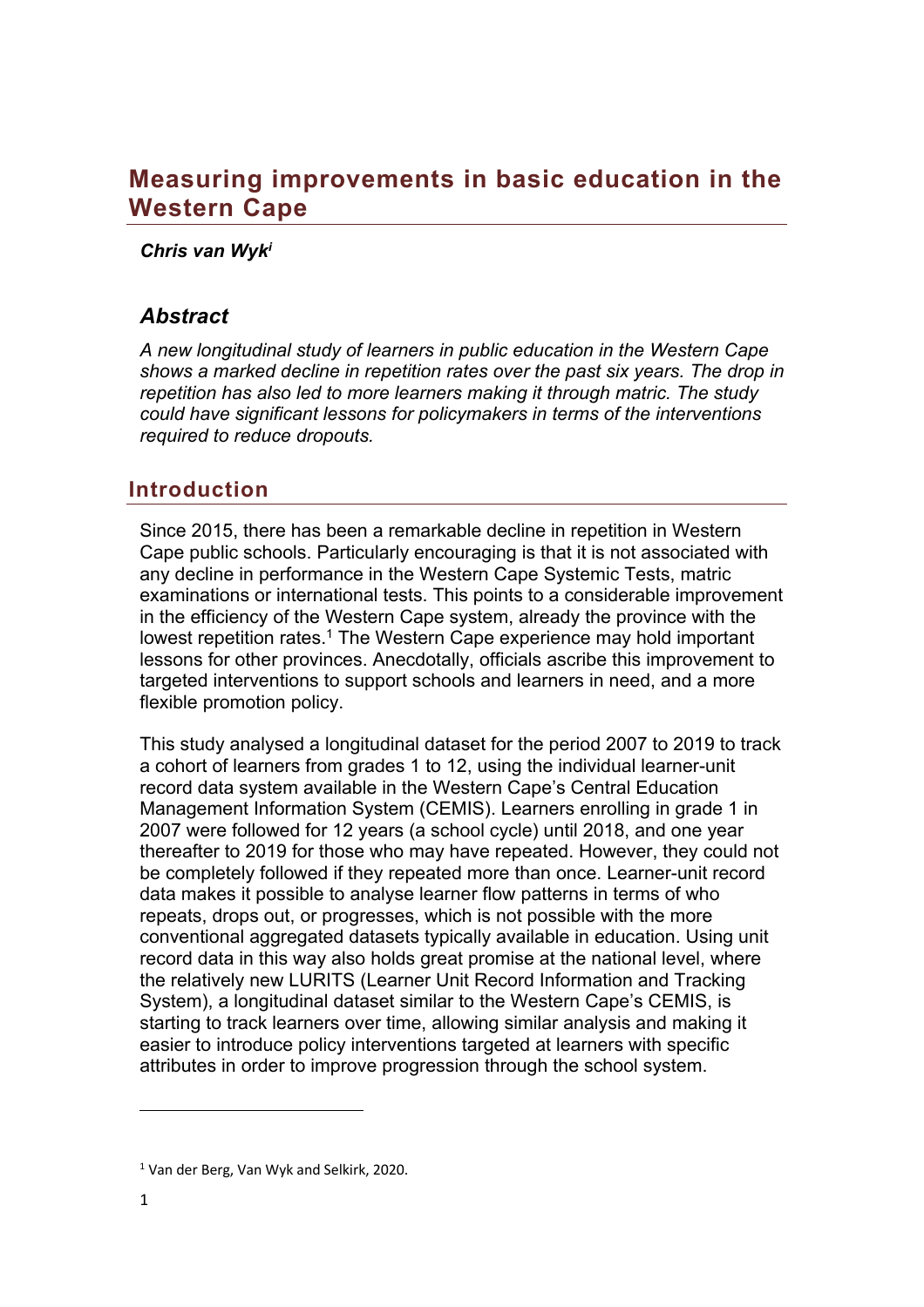# Measuring improvements in basic education in the Western Cape

***Chris van Wyk***[i]

## *Abstract*

*A new longitudinal study of learners in public education in the Western Cape shows a marked decline in repetition rates over the past six years. The drop in repetition has also led to more learners making it through matric. The study could have significant lessons for policymakers in terms of the interventions required to reduce dropouts.*

## Introduction

Since 2015, there has been a remarkable decline in repetition in Western Cape public schools. Particularly encouraging is that it is not associated with any decline in performance in the Western Cape Systemic Tests, matric examinations or international tests. This points to a considerable improvement in the efficiency of the Western Cape system, already the province with the lowest repetition rates.[1] The Western Cape experience may hold important lessons for other provinces. Anecdotally, officials ascribe this improvement to targeted interventions to support schools and learners in need, and a more flexible promotion policy.

This study analysed a longitudinal dataset for the period 2007 to 2019 to track a cohort of learners from grades 1 to 12, using the individual learner-unit record data system available in the Western Cape's Central Education Management Information System (CEMIS). Learners enrolling in grade 1 in 2007 were followed for 12 years (a school cycle) until 2018, and one year thereafter to 2019 for those who may have repeated. However, they could not be completely followed if they repeated more than once. Learner-unit record data makes it possible to analyse learner flow patterns in terms of who repeats, drops out, or progresses, which is not possible with the more conventional aggregated datasets typically available in education. Using unit record data in this way also holds great promise at the national level, where the relatively new LURITS (Learner Unit Record Information and Tracking System), a longitudinal dataset similar to the Western Cape's CEMIS, is starting to track learners over time, allowing similar analysis and making it easier to introduce policy interventions targeted at learners with specific attributes in order to improve progression through the school system.

---

[1] Van der Berg, Van Wyk and Selkirk, 2020.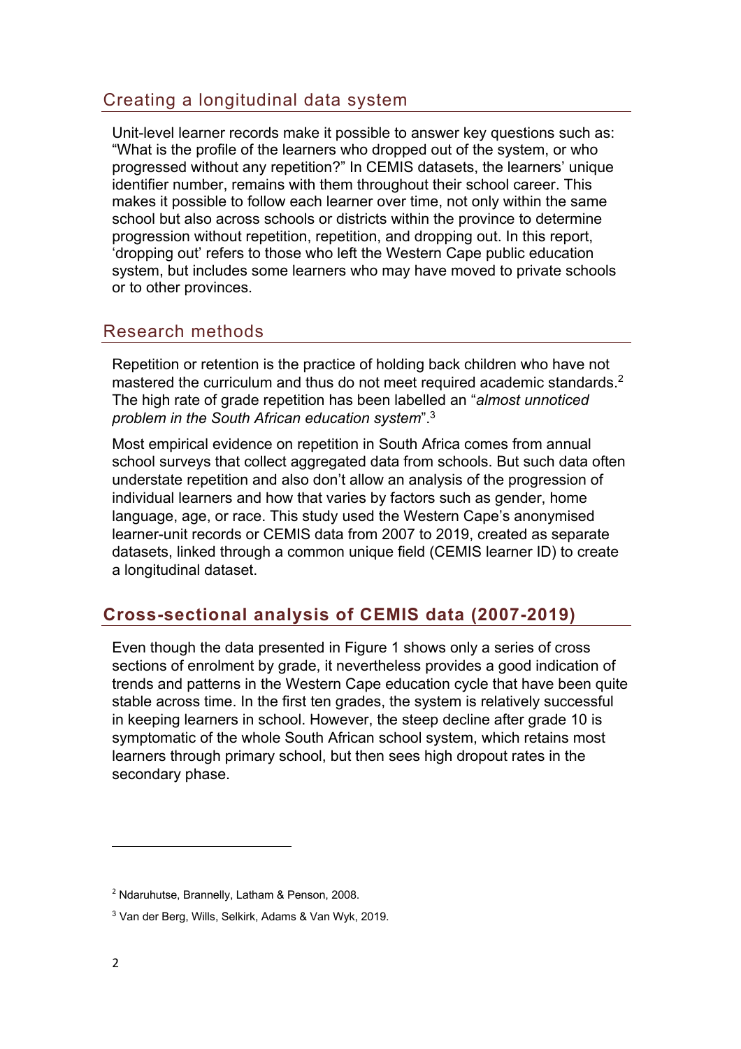## Creating a longitudinal data system

Unit-level learner records make it possible to answer key questions such as: "What is the profile of the learners who dropped out of the system, or who progressed without any repetition?" In CEMIS datasets, the learners' unique identifier number, remains with them throughout their school career. This makes it possible to follow each learner over time, not only within the same school but also across schools or districts within the province to determine progression without repetition, repetition, and dropping out. In this report, 'dropping out' refers to those who left the Western Cape public education system, but includes some learners who may have moved to private schools or to other provinces.

## Research methods

Repetition or retention is the practice of holding back children who have not mastered the curriculum and thus do not meet required academic standards.[2] The high rate of grade repetition has been labelled an "*almost unnoticed problem in the South African education system*".[3]

Most empirical evidence on repetition in South Africa comes from annual school surveys that collect aggregated data from schools. But such data often understate repetition and also don't allow an analysis of the progression of individual learners and how that varies by factors such as gender, home language, age, or race. This study used the Western Cape's anonymised learner-unit records or CEMIS data from 2007 to 2019, created as separate datasets, linked through a common unique field (CEMIS learner ID) to create a longitudinal dataset.

## **Cross-sectional analysis of CEMIS data (2007-2019)**

Even though the data presented in Figure 1 shows only a series of cross sections of enrolment by grade, it nevertheless provides a good indication of trends and patterns in the Western Cape education cycle that have been quite stable across time. In the first ten grades, the system is relatively successful in keeping learners in school. However, the steep decline after grade 10 is symptomatic of the whole South African school system, which retains most learners through primary school, but then sees high dropout rates in the secondary phase.

---

[2] Ndaruhutse, Brannelly, Latham & Penson, 2008.

[3] Van der Berg, Wills, Selkirk, Adams & Van Wyk, 2019.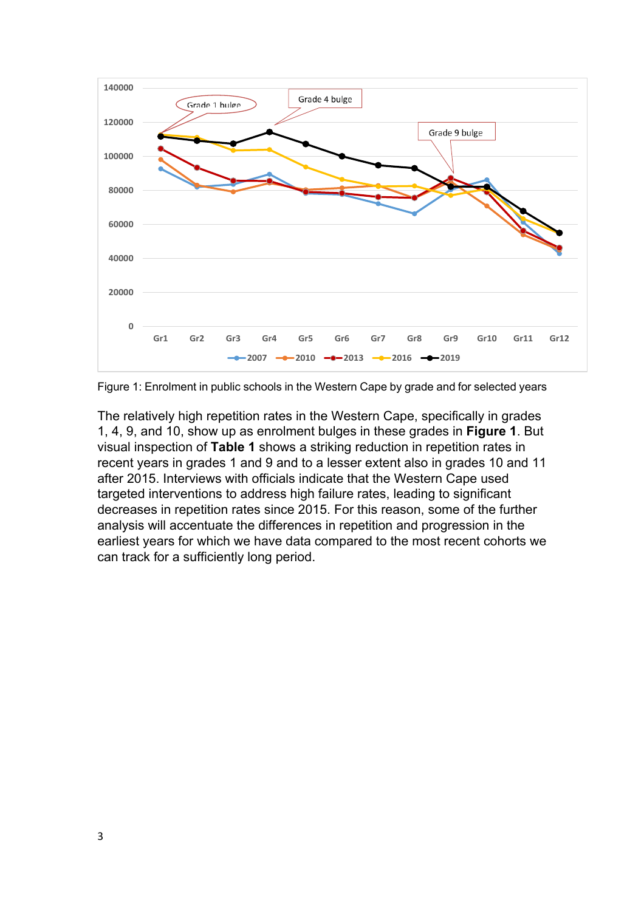Figure 1: Enrolment in public schools in the Western Cape by grade and for selected years

The relatively high repetition rates in the Western Cape, specifically in grades 1, 4, 9, and 10, show up as enrolment bulges in these grades in **Figure 1**. But visual inspection of **Table 1** shows a striking reduction in repetition rates in recent years in grades 1 and 9 and to a lesser extent also in grades 10 and 11 after 2015. Interviews with officials indicate that the Western Cape used targeted interventions to address high failure rates, leading to significant decreases in repetition rates since 2015. For this reason, some of the further analysis will accentuate the differences in repetition and progression in the earliest years for which we have data compared to the most recent cohorts we can track for a sufficiently long period.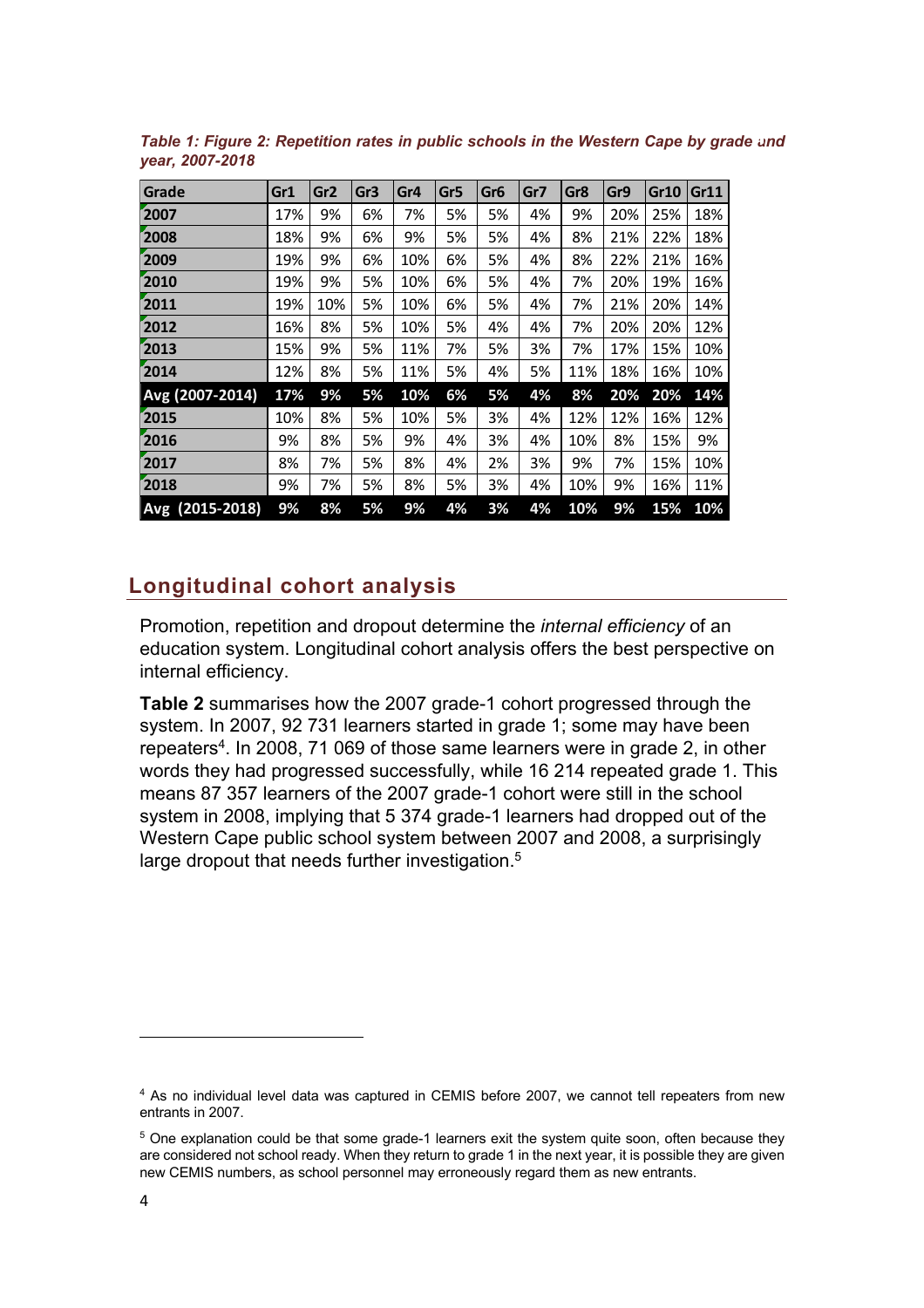*Table 1: Figure 2: Repetition rates in public schools in the Western Cape by grade and year, 2007-2018*

| Grade | Gr1 | Gr2 | Gr3 | Gr4 | Gr5 | Gr6 | Gr7 | Gr8 | Gr9 | Gr10 | Gr11 |
|---|---|---|---|---|---|---|---|---|---|---|---|
| 2007 | 17% | 9% | 6% | 7% | 5% | 5% | 4% | 9% | 20% | 25% | 18% |
| 2008 | 18% | 9% | 6% | 9% | 5% | 5% | 4% | 8% | 21% | 22% | 18% |
| 2009 | 19% | 9% | 6% | 10% | 6% | 5% | 4% | 8% | 22% | 21% | 16% |
| 2010 | 19% | 9% | 5% | 10% | 6% | 5% | 4% | 7% | 20% | 19% | 16% |
| 2011 | 19% | 10% | 5% | 10% | 6% | 5% | 4% | 7% | 21% | 20% | 14% |
| 2012 | 16% | 8% | 5% | 10% | 5% | 4% | 4% | 7% | 20% | 20% | 12% |
| 2013 | 15% | 9% | 5% | 11% | 7% | 5% | 3% | 7% | 17% | 15% | 10% |
| 2014 | 12% | 8% | 5% | 11% | 5% | 4% | 5% | 11% | 18% | 16% | 10% |
| **Avg (2007-2014)** | **17%** | **9%** | **5%** | **10%** | **6%** | **5%** | **4%** | **8%** | **20%** | **20%** | **14%** |
| 2015 | 10% | 8% | 5% | 10% | 5% | 3% | 4% | 12% | 12% | 16% | 12% |
| 2016 | 9% | 8% | 5% | 9% | 4% | 3% | 4% | 10% | 8% | 15% | 9% |
| 2017 | 8% | 7% | 5% | 8% | 4% | 2% | 3% | 9% | 7% | 15% | 10% |
| 2018 | 9% | 7% | 5% | 8% | 5% | 3% | 4% | 10% | 9% | 16% | 11% |
| **Avg (2015-2018)** | **9%** | **8%** | **5%** | **9%** | **4%** | **3%** | **4%** | **10%** | **9%** | **15%** | **10%** |

## Longitudinal cohort analysis

Promotion, repetition and dropout determine the *internal efficiency* of an education system. Longitudinal cohort analysis offers the best perspective on internal efficiency.

**Table 2** summarises how the 2007 grade-1 cohort progressed through the system. In 2007, 92 731 learners started in grade 1; some may have been repeaters[4]. In 2008, 71 069 of those same learners were in grade 2, in other words they had progressed successfully, while 16 214 repeated grade 1. This means 87 357 learners of the 2007 grade-1 cohort were still in the school system in 2008, implying that 5 374 grade-1 learners had dropped out of the Western Cape public school system between 2007 and 2008, a surprisingly large dropout that needs further investigation.[5]

[4] As no individual level data was captured in CEMIS before 2007, we cannot tell repeaters from new entrants in 2007.

[5] One explanation could be that some grade-1 learners exit the system quite soon, often because they are considered not school ready. When they return to grade 1 in the next year, it is possible they are given new CEMIS numbers, as school personnel may erroneously regard them as new entrants.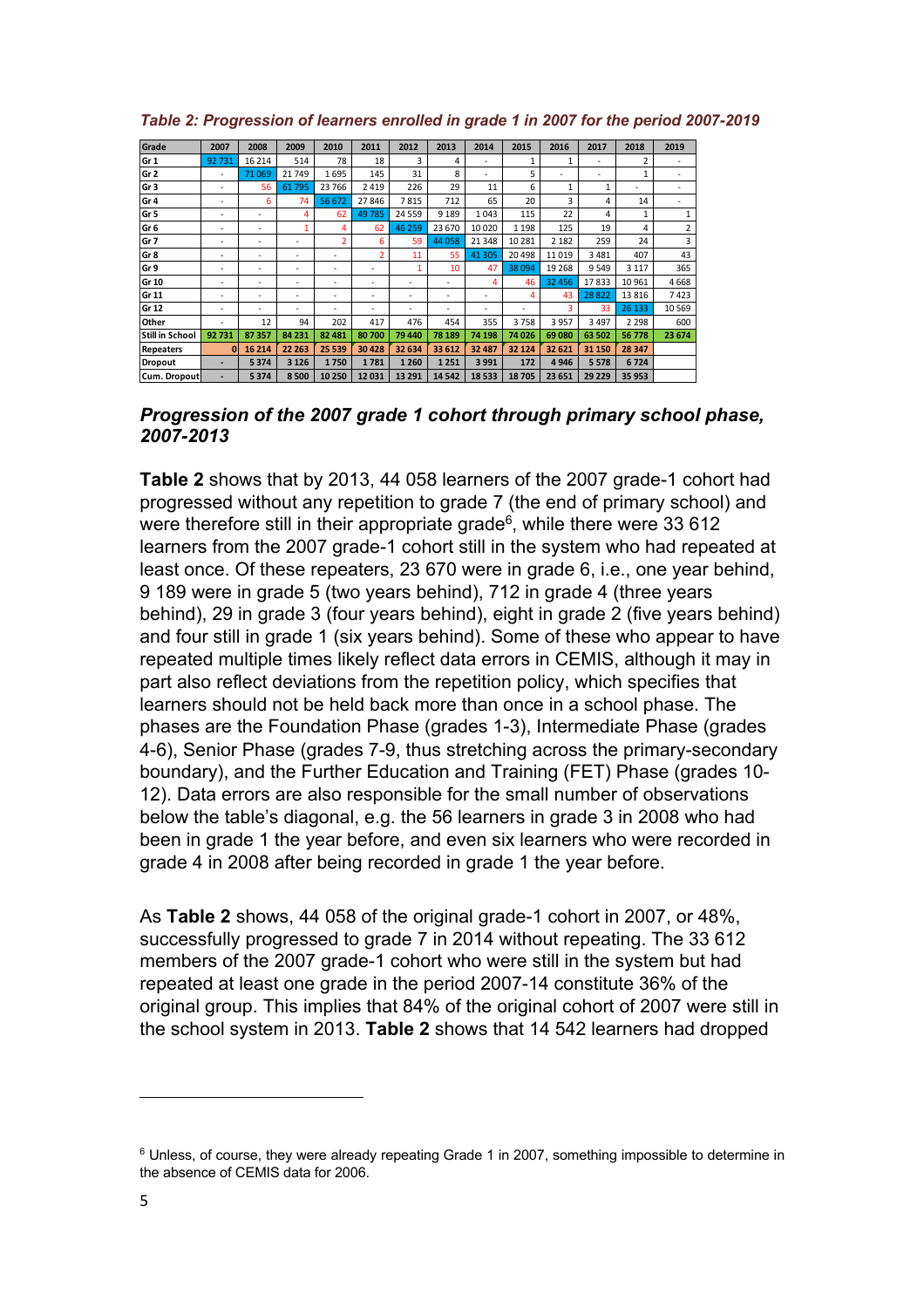*Table 2: Progression of learners enrolled in grade 1 in 2007 for the period 2007-2019*

| Grade | 2007 | 2008 | 2009 | 2010 | 2011 | 2012 | 2013 | 2014 | 2015 | 2016 | 2017 | 2018 | 2019 |
|---|---|---|---|---|---|---|---|---|---|---|---|---|---|
| Gr 1 | 92 731 | 16 214 | 514 | 78 | 18 | 3 | 4 | - | 1 | 1 | - | 2 | - |
| Gr 2 | - | 71 069 | 21 749 | 1 695 | 145 | 31 | 8 | - | 5 | - | - | 1 | - |
| Gr 3 | - | 56 | 61 795 | 23 766 | 2 419 | 226 | 29 | 11 | 6 | 1 | 1 | - | - |
| Gr 4 | - | 6 | 74 | 56 672 | 27 846 | 7 815 | 712 | 65 | 20 | 3 | 4 | 14 | - |
| Gr 5 | - | - | 4 | 62 | 49 785 | 24 559 | 9 189 | 1 043 | 115 | 22 | 4 | 1 | 1 |
| Gr 6 | - | - | 1 | 4 | 62 | 46 259 | 23 670 | 10 020 | 1 198 | 125 | 19 | 4 | 2 |
| Gr 7 | - | - | - | 2 | 6 | 59 | 44 058 | 21 348 | 10 281 | 2 182 | 259 | 24 | 3 |
| Gr 8 | - | - | - | - | 2 | 11 | 55 | 41 305 | 20 498 | 11 019 | 3 481 | 407 | 43 |
| Gr 9 | - | - | - | - | - | 1 | 10 | 47 | 38 094 | 19 268 | 9 549 | 3 117 | 365 |
| Gr 10 | - | - | - | - | - | - | - | 4 | 46 | 32 456 | 17 833 | 10 961 | 4 668 |
| Gr 11 | - | - | - | - | - | - | - | - | 4 | 43 | 28 822 | 13 816 | 7 423 |
| Gr 12 | - | - | - | - | - | - | - | - | - | 3 | 33 | 26 133 | 10 569 |
| Other | - | 12 | 94 | 202 | 417 | 476 | 454 | 355 | 3 758 | 3 957 | 3 497 | 2 298 | 600 |
| Still in School | 92 731 | 87 357 | 84 231 | 82 481 | 80 700 | 79 440 | 78 189 | 74 198 | 74 026 | 69 080 | 63 502 | 56 778 | 23 674 |
| Repeaters | 0 | 16 214 | 22 263 | 25 539 | 30 428 | 32 634 | 33 612 | 32 487 | 32 124 | 32 621 | 31 150 | 28 347 | |
| Dropout | - | 5 374 | 3 126 | 1 750 | 1 781 | 1 260 | 1 251 | 3 991 | 172 | 4 946 | 5 578 | 6 724 | |
| Cum. Dropout | - | 5 374 | 8 500 | 10 250 | 12 031 | 13 291 | 14 542 | 18 533 | 18 705 | 23 651 | 29 229 | 35 953 | |

### *Progression of the 2007 grade 1 cohort through primary school phase, 2007-2013*

**Table 2** shows that by 2013, 44 058 learners of the 2007 grade-1 cohort had progressed without any repetition to grade 7 (the end of primary school) and were therefore still in their appropriate grade[6], while there were 33 612 learners from the 2007 grade-1 cohort still in the system who had repeated at least once. Of these repeaters, 23 670 were in grade 6, i.e., one year behind, 9 189 were in grade 5 (two years behind), 712 in grade 4 (three years behind), 29 in grade 3 (four years behind), eight in grade 2 (five years behind) and four still in grade 1 (six years behind). Some of these who appear to have repeated multiple times likely reflect data errors in CEMIS, although it may in part also reflect deviations from the repetition policy, which specifies that learners should not be held back more than once in a school phase. The phases are the Foundation Phase (grades 1-3), Intermediate Phase (grades 4-6), Senior Phase (grades 7-9, thus stretching across the primary-secondary boundary), and the Further Education and Training (FET) Phase (grades 10-12). Data errors are also responsible for the small number of observations below the table's diagonal, e.g. the 56 learners in grade 3 in 2008 who had been in grade 1 the year before, and even six learners who were recorded in grade 4 in 2008 after being recorded in grade 1 the year before.

As **Table 2** shows, 44 058 of the original grade-1 cohort in 2007, or 48%, successfully progressed to grade 7 in 2014 without repeating. The 33 612 members of the 2007 grade-1 cohort who were still in the system but had repeated at least one grade in the period 2007-14 constitute 36% of the original group. This implies that 84% of the original cohort of 2007 were still in the school system in 2013. **Table 2** shows that 14 542 learners had dropped

[6] Unless, of course, they were already repeating Grade 1 in 2007, something impossible to determine in the absence of CEMIS data for 2006.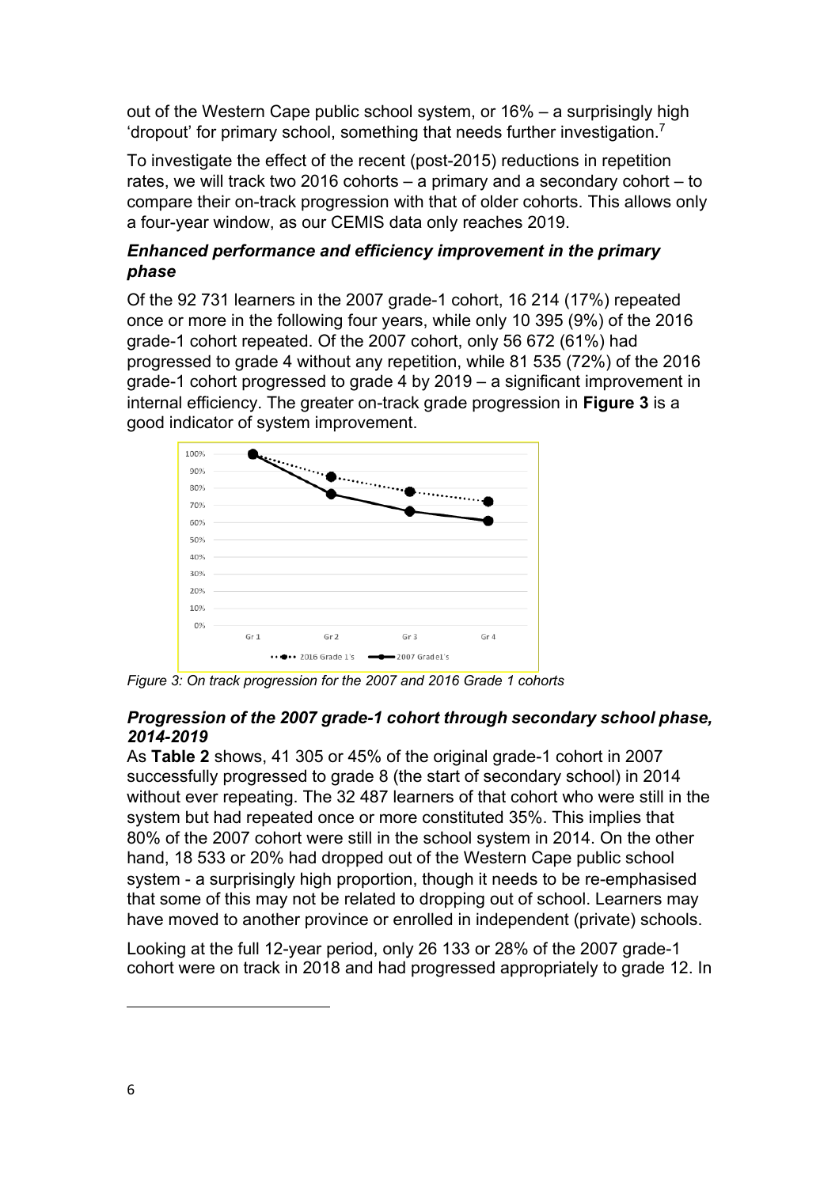out of the Western Cape public school system, or 16% – a surprisingly high 'dropout' for primary school, something that needs further investigation.[7]

To investigate the effect of the recent (post-2015) reductions in repetition rates, we will track two 2016 cohorts – a primary and a secondary cohort – to compare their on-track progression with that of older cohorts. This allows only a four-year window, as our CEMIS data only reaches 2019.

### *Enhanced performance and efficiency improvement in the primary phase*

Of the 92 731 learners in the 2007 grade-1 cohort, 16 214 (17%) repeated once or more in the following four years, while only 10 395 (9%) of the 2016 grade-1 cohort repeated. Of the 2007 cohort, only 56 672 (61%) had progressed to grade 4 without any repetition, while 81 535 (72%) of the 2016 grade-1 cohort progressed to grade 4 by 2019 – a significant improvement in internal efficiency. The greater on-track grade progression in **Figure 3** is a good indicator of system improvement.

*Figure 3: On track progression for the 2007 and 2016 Grade 1 cohorts*

### *Progression of the 2007 grade-1 cohort through secondary school phase, 2014-2019*

As **Table 2** shows, 41 305 or 45% of the original grade-1 cohort in 2007 successfully progressed to grade 8 (the start of secondary school) in 2014 without ever repeating. The 32 487 learners of that cohort who were still in the system but had repeated once or more constituted 35%. This implies that 80% of the 2007 cohort were still in the school system in 2014. On the other hand, 18 533 or 20% had dropped out of the Western Cape public school system - a surprisingly high proportion, though it needs to be re-emphasised that some of this may not be related to dropping out of school. Learners may have moved to another province or enrolled in independent (private) schools.

Looking at the full 12-year period, only 26 133 or 28% of the 2007 grade-1 cohort were on track in 2018 and had progressed appropriately to grade 12. In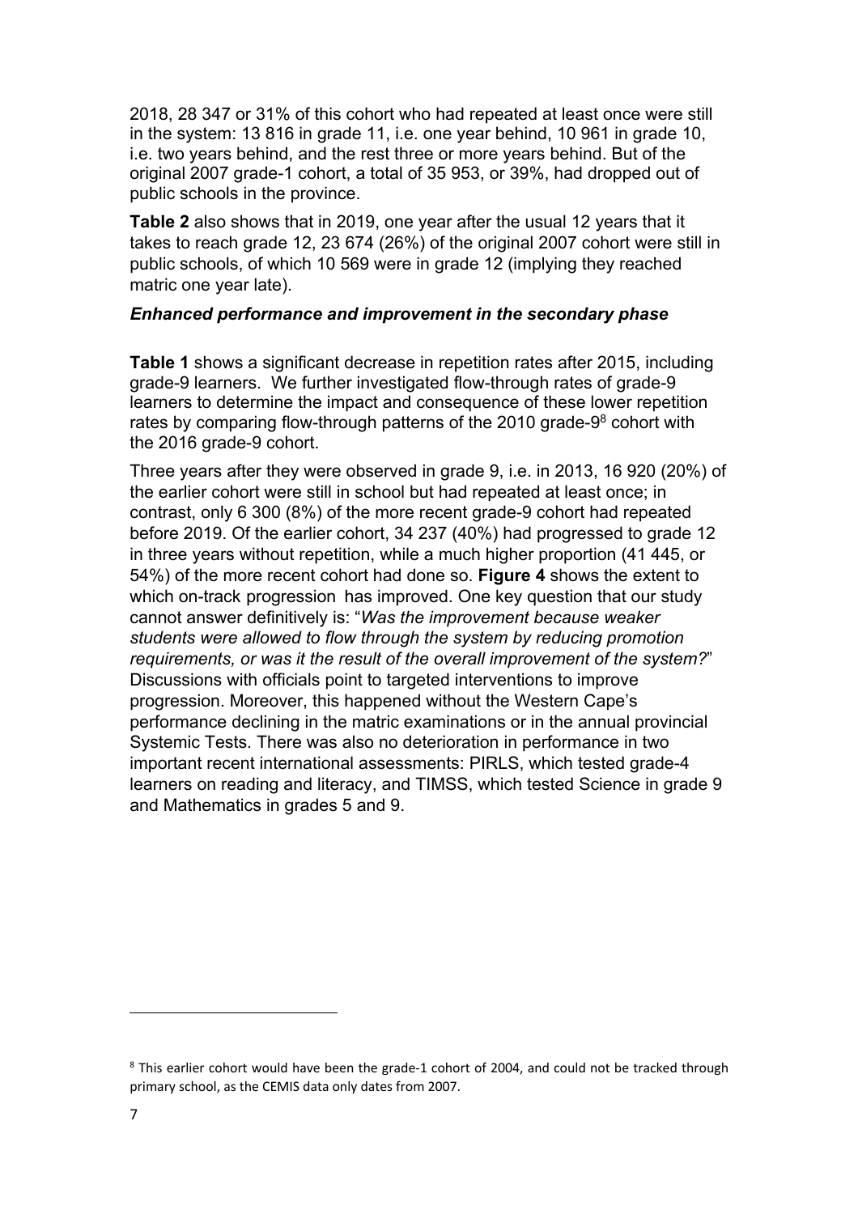2018, 28 347 or 31% of this cohort who had repeated at least once were still in the system: 13 816 in grade 11, i.e. one year behind, 10 961 in grade 10, i.e. two years behind, and the rest three or more years behind. But of the original 2007 grade-1 cohort, a total of 35 953, or 39%, had dropped out of public schools in the province.

**Table 2** also shows that in 2019, one year after the usual 12 years that it takes to reach grade 12, 23 674 (26%) of the original 2007 cohort were still in public schools, of which 10 569 were in grade 12 (implying they reached matric one year late).

### *Enhanced performance and improvement in the secondary phase*

**Table 1** shows a significant decrease in repetition rates after 2015, including grade-9 learners. We further investigated flow-through rates of grade-9 learners to determine the impact and consequence of these lower repetition rates by comparing flow-through patterns of the 2010 grade-9[8] cohort with the 2016 grade-9 cohort.

Three years after they were observed in grade 9, i.e. in 2013, 16 920 (20%) of the earlier cohort were still in school but had repeated at least once; in contrast, only 6 300 (8%) of the more recent grade-9 cohort had repeated before 2019. Of the earlier cohort, 34 237 (40%) had progressed to grade 12 in three years without repetition, while a much higher proportion (41 445, or 54%) of the more recent cohort had done so. **Figure 4** shows the extent to which on-track progression has improved. One key question that our study cannot answer definitively is: "*Was the improvement because weaker students were allowed to flow through the system by reducing promotion requirements, or was it the result of the overall improvement of the system?*" Discussions with officials point to targeted interventions to improve progression. Moreover, this happened without the Western Cape's performance declining in the matric examinations or in the annual provincial Systemic Tests. There was also no deterioration in performance in two important recent international assessments: PIRLS, which tested grade-4 learners on reading and literacy, and TIMSS, which tested Science in grade 9 and Mathematics in grades 5 and 9.

---

[8] This earlier cohort would have been the grade-1 cohort of 2004, and could not be tracked through primary school, as the CEMIS data only dates from 2007.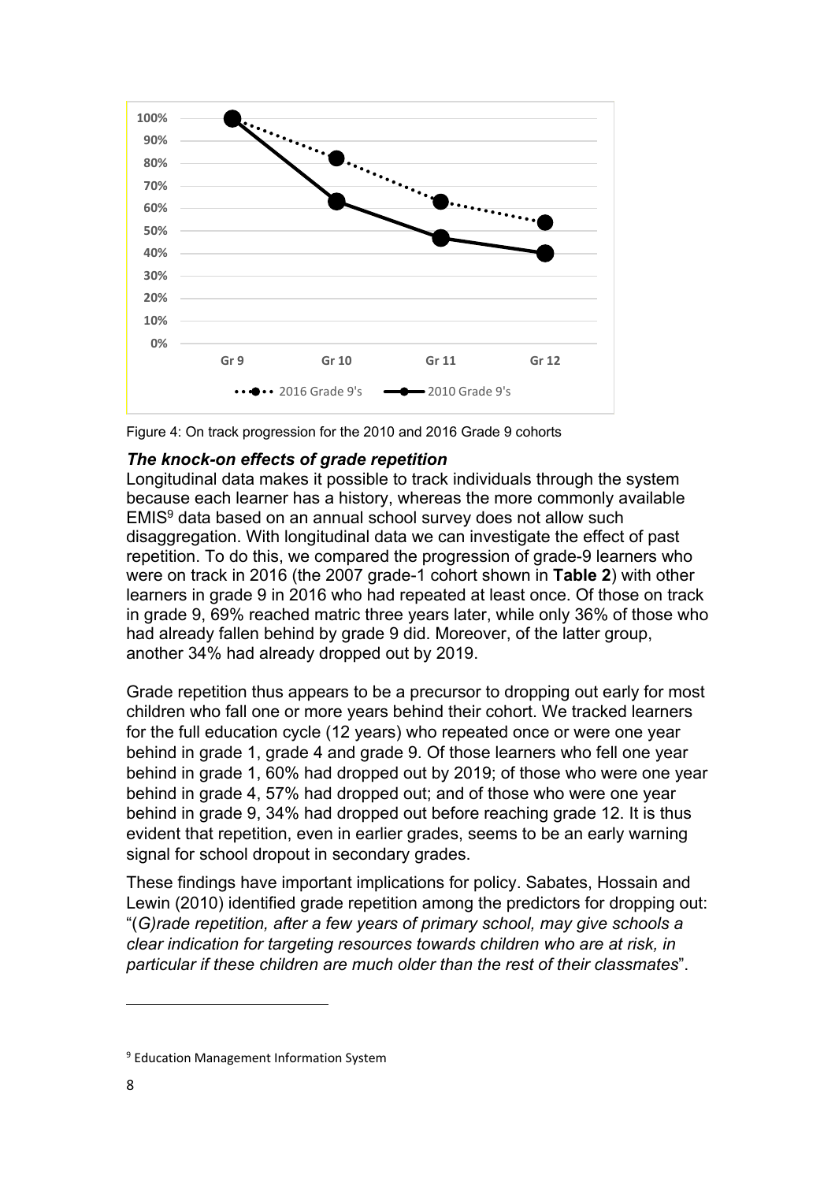Figure 4: On track progression for the 2010 and 2016 Grade 9 cohorts

### *The knock-on effects of grade repetition*

Longitudinal data makes it possible to track individuals through the system because each learner has a history, whereas the more commonly available EMIS[9] data based on an annual school survey does not allow such disaggregation. With longitudinal data we can investigate the effect of past repetition. To do this, we compared the progression of grade-9 learners who were on track in 2016 (the 2007 grade-1 cohort shown in **Table 2**) with other learners in grade 9 in 2016 who had repeated at least once. Of those on track in grade 9, 69% reached matric three years later, while only 36% of those who had already fallen behind by grade 9 did. Moreover, of the latter group, another 34% had already dropped out by 2019.

Grade repetition thus appears to be a precursor to dropping out early for most children who fall one or more years behind their cohort. We tracked learners for the full education cycle (12 years) who repeated once or were one year behind in grade 1, grade 4 and grade 9. Of those learners who fell one year behind in grade 1, 60% had dropped out by 2019; of those who were one year behind in grade 4, 57% had dropped out; and of those who were one year behind in grade 9, 34% had dropped out before reaching grade 12. It is thus evident that repetition, even in earlier grades, seems to be an early warning signal for school dropout in secondary grades.

These findings have important implications for policy. Sabates, Hossain and Lewin (2010) identified grade repetition among the predictors for dropping out: "(*G)rade repetition, after a few years of primary school, may give schools a clear indication for targeting resources towards children who are at risk, in particular if these children are much older than the rest of their classmates*".

[9] Education Management Information System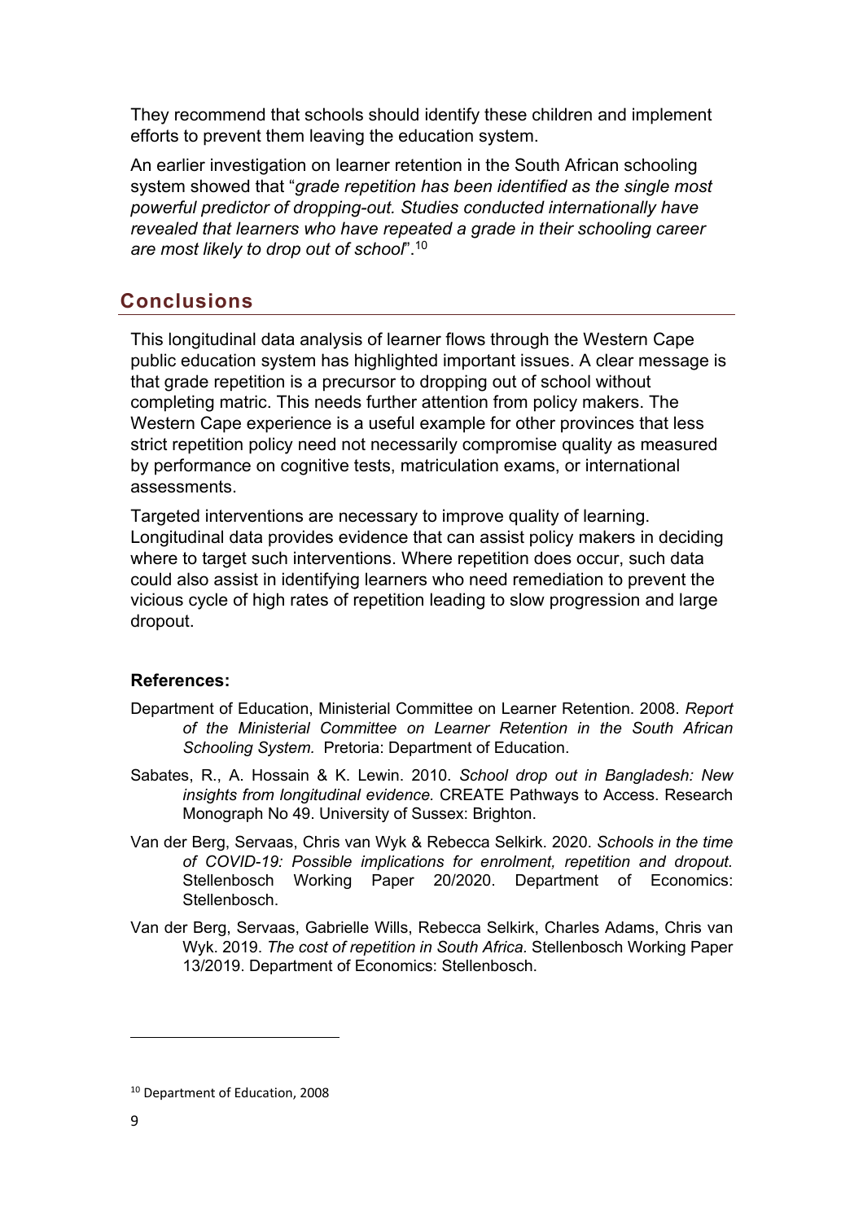They recommend that schools should identify these children and implement efforts to prevent them leaving the education system.

An earlier investigation on learner retention in the South African schooling system showed that "*grade repetition has been identified as the single most powerful predictor of dropping-out. Studies conducted internationally have revealed that learners who have repeated a grade in their schooling career are most likely to drop out of school*".[10]

## Conclusions

This longitudinal data analysis of learner flows through the Western Cape public education system has highlighted important issues. A clear message is that grade repetition is a precursor to dropping out of school without completing matric. This needs further attention from policy makers. The Western Cape experience is a useful example for other provinces that less strict repetition policy need not necessarily compromise quality as measured by performance on cognitive tests, matriculation exams, or international assessments.

Targeted interventions are necessary to improve quality of learning. Longitudinal data provides evidence that can assist policy makers in deciding where to target such interventions. Where repetition does occur, such data could also assist in identifying learners who need remediation to prevent the vicious cycle of high rates of repetition leading to slow progression and large dropout.

**References:**

Department of Education, Ministerial Committee on Learner Retention. 2008. *Report of the Ministerial Committee on Learner Retention in the South African Schooling System.* Pretoria: Department of Education.

Sabates, R., A. Hossain & K. Lewin. 2010. *School drop out in Bangladesh: New insights from longitudinal evidence.* CREATE Pathways to Access. Research Monograph No 49. University of Sussex: Brighton.

Van der Berg, Servaas, Chris van Wyk & Rebecca Selkirk. 2020. *Schools in the time of COVID-19: Possible implications for enrolment, repetition and dropout.* Stellenbosch Working Paper 20/2020. Department of Economics: Stellenbosch.

Van der Berg, Servaas, Gabrielle Wills, Rebecca Selkirk, Charles Adams, Chris van Wyk. 2019. *The cost of repetition in South Africa.* Stellenbosch Working Paper 13/2019. Department of Economics: Stellenbosch.

[10] Department of Education, 2008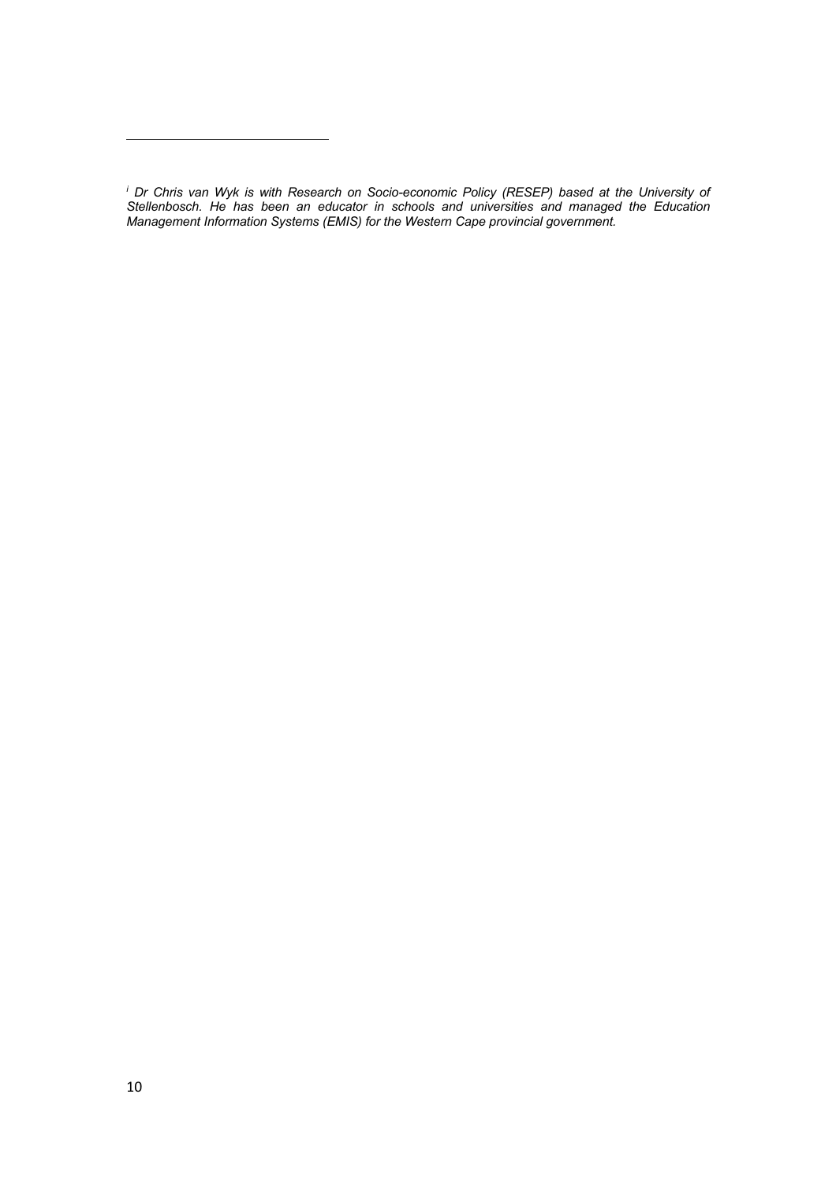[i] *Dr Chris van Wyk is with Research on Socio-economic Policy (RESEP) based at the University of Stellenbosch. He has been an educator in schools and universities and managed the Education Management Information Systems (EMIS) for the Western Cape provincial government.*